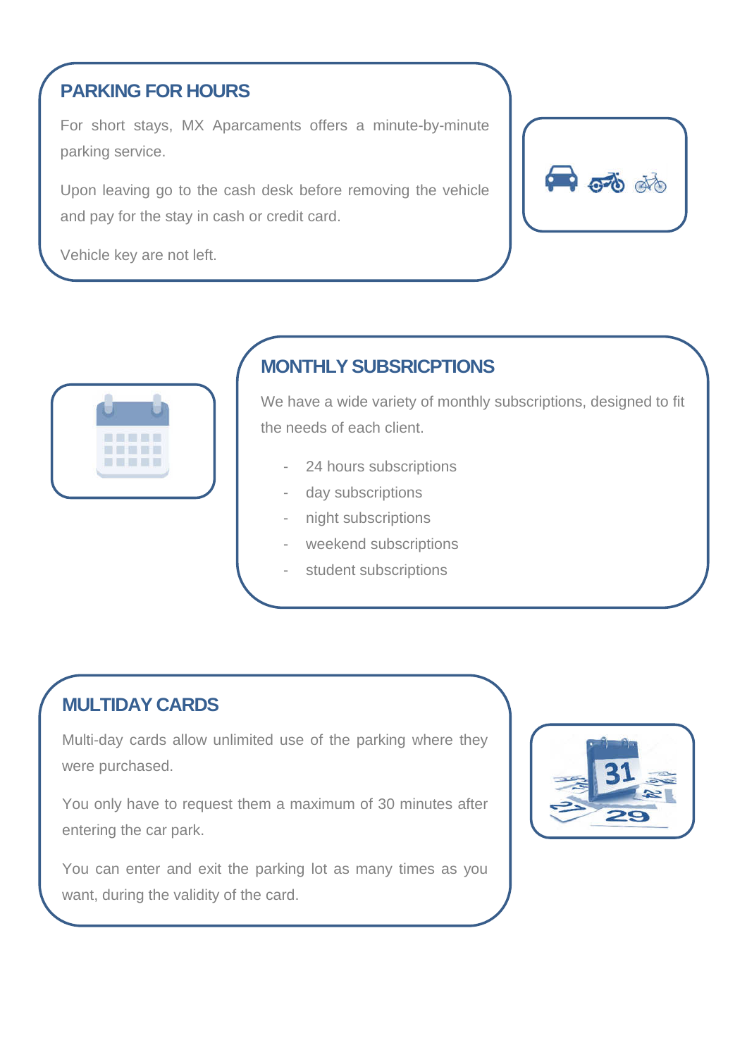## PARKING FOR HOURS

For short stays, MX Aparcaments offers a minute-by-minute parking service.

Upon leaving go to the cash desk before removing the vehicle and pay for the stay in cash or credit card.

Vehicle key are not left.

## MONTHLY SUBSRICPTIONS

We have a wide variety of monthly subscriptions, designed to fit the needs of each client.

- 24 hours subscriptions
- day subscriptions
- night subscriptions
- weekend subscriptions
- student subscriptions

## MULTIDAY CARDS

Multi-day cards allow unlimited use of the parking where they were purchased.

You only have to request them a maximum of 30 minutes after entering the car park.

You can enter and exit the parking lot as many times as you want, during the validity of the card.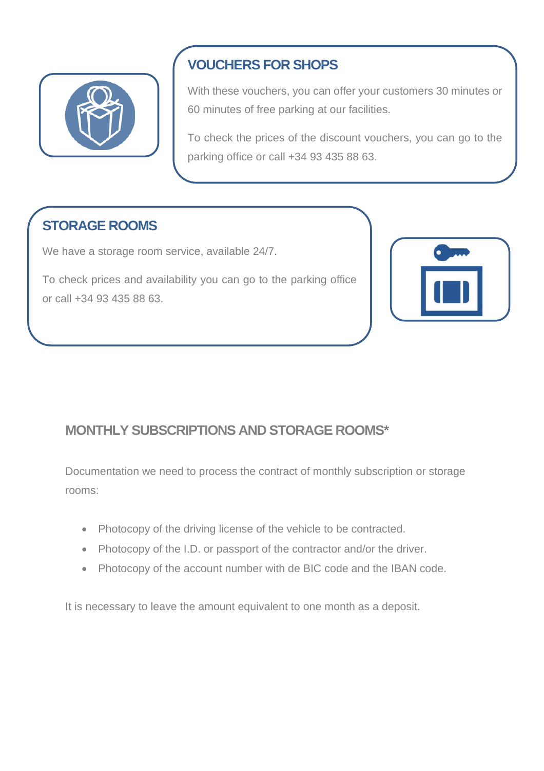## VOUCHERS FOR SHOPS

With these vouchers, you can offer your customers 30 minutes or 60 minutes of free parking at our facilities.

To check the prices of the discount vouchers, you can go to the parking office or call +34 93 435 88 63.

## STORAGE ROOMS

We have a storage room service, available 24/7.

To check prices and availability you can go to the parking office or call +34 93 435 88 63.

## MONTHLY SUBSCRIPTIONS AND STORAGE ROOMS*

Documentation we need to process the contract of monthly subscription or storage rooms:

- Photocopy of the driving license of the vehicle to be contracted.
- Photocopy of the I.D. or passport of the contractor and/or the driver.
- Photocopy of the account number with de BIC code and the IBAN code.

It is necessary to leave the amount equivalent to one month as a deposit.